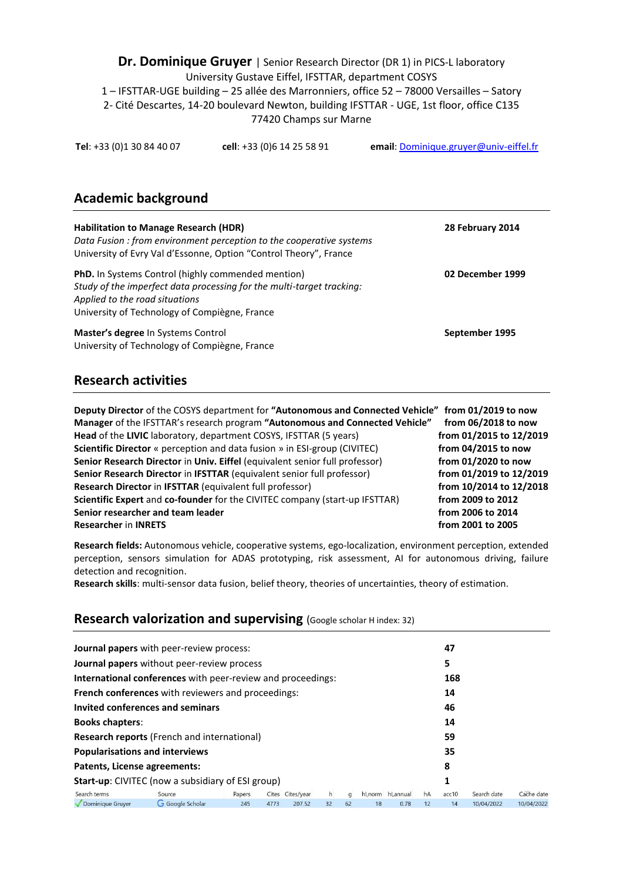**Dr. Dominique Gruyer** | Senior Research Director (DR 1) in PICS-L laboratory
University Gustave Eiffel, IFSTTAR, department COSYS
1 – IFSTTAR-UGE building – 25 allée des Marronniers, office 52 – 78000 Versailles – Satory
2- Cité Descartes, 14-20 boulevard Newton, building IFSTTAR - UGE, 1st floor, office C135
77420 Champs sur Marne

**Tel**: +33 (0)1 30 84 40 07 **cell**: +33 (0)6 14 25 58 91 **email**: Dominique.gruyer@univ-eiffel.fr

## Academic background

**Habilitation to Manage Research (HDR)** — **28 February 2014**
*Data Fusion : from environment perception to the cooperative systems*
University of Evry Val d'Essonne, Option "Control Theory", France

**PhD.** In Systems Control (highly commended mention) — **02 December 1999**
*Study of the imperfect data processing for the multi-target tracking: Applied to the road situations*
University of Technology of Compiègne, France

**Master's degree** In Systems Control — **September 1995**
University of Technology of Compiègne, France

## Research activities

| | |
|---|---|
| **Deputy Director** of the COSYS department for **"Autonomous and Connected Vehicle"** | **from 01/2019 to now** |
| **Manager** of the IFSTTAR's research program **"Autonomous and Connected Vehicle"** | **from 06/2018 to now** |
| **Head** of the **LIVIC** laboratory, department COSYS, IFSTTAR (5 years) | **from 01/2015 to 12/2019** |
| **Scientific Director** « perception and data fusion » in ESI-group (CIVITEC) | **from 04/2015 to now** |
| **Senior Research Director** in **Univ. Eiffel** (equivalent senior full professor) | **from 01/2020 to now** |
| **Senior Research Director** in **IFSTTAR** (equivalent senior full professor) | **from 01/2019 to 12/2019** |
| **Research Director** in **IFSTTAR** (equivalent full professor) | **from 10/2014 to 12/2018** |
| **Scientific Expert** and **co-founder** for the CIVITEC company (start-up IFSTTAR) | **from 2009 to 2012** |
| **Senior researcher and team leader** | **from 2006 to 2014** |
| **Researcher** in **INRETS** | **from 2001 to 2005** |

**Research fields:** Autonomous vehicle, cooperative systems, ego-localization, environment perception, extended perception, sensors simulation for ADAS prototyping, risk assessment, AI for autonomous driving, failure detection and recognition.
**Research skills**: multi-sensor data fusion, belief theory, theories of uncertainties, theory of estimation.

## Research valorization and supervising (Google scholar H index: 32)

| | |
|---|---|
| **Journal papers** with peer-review process: | **47** |
| **Journal papers** without peer-review process | **5** |
| **International conferences** with peer-review and proceedings: | **168** |
| **French conferences** with reviewers and proceedings: | **14** |
| **Invited conferences and seminars** | **46** |
| **Books chapters**: | **14** |
| **Research reports** (French and international) | **59** |
| **Popularisations and interviews** | **35** |
| **Patents, License agreements:** | **8** |
| **Start-up**: CIVITEC (now a subsidiary of ESI group) | **1** |

| Search terms | Source | Papers | Cites | Cites/year | h | g | hI,norm | hI,annual | hA | acc10 | Search date | Cache date |
|---|---|---|---|---|---|---|---|---|---|---|---|---|
| Dominique Gruyer | Google Scholar | 245 | 4773 | 207.52 | 32 | 62 | 18 | 0.78 | 12 | 14 | 10/04/2022 | 10/04/2022 |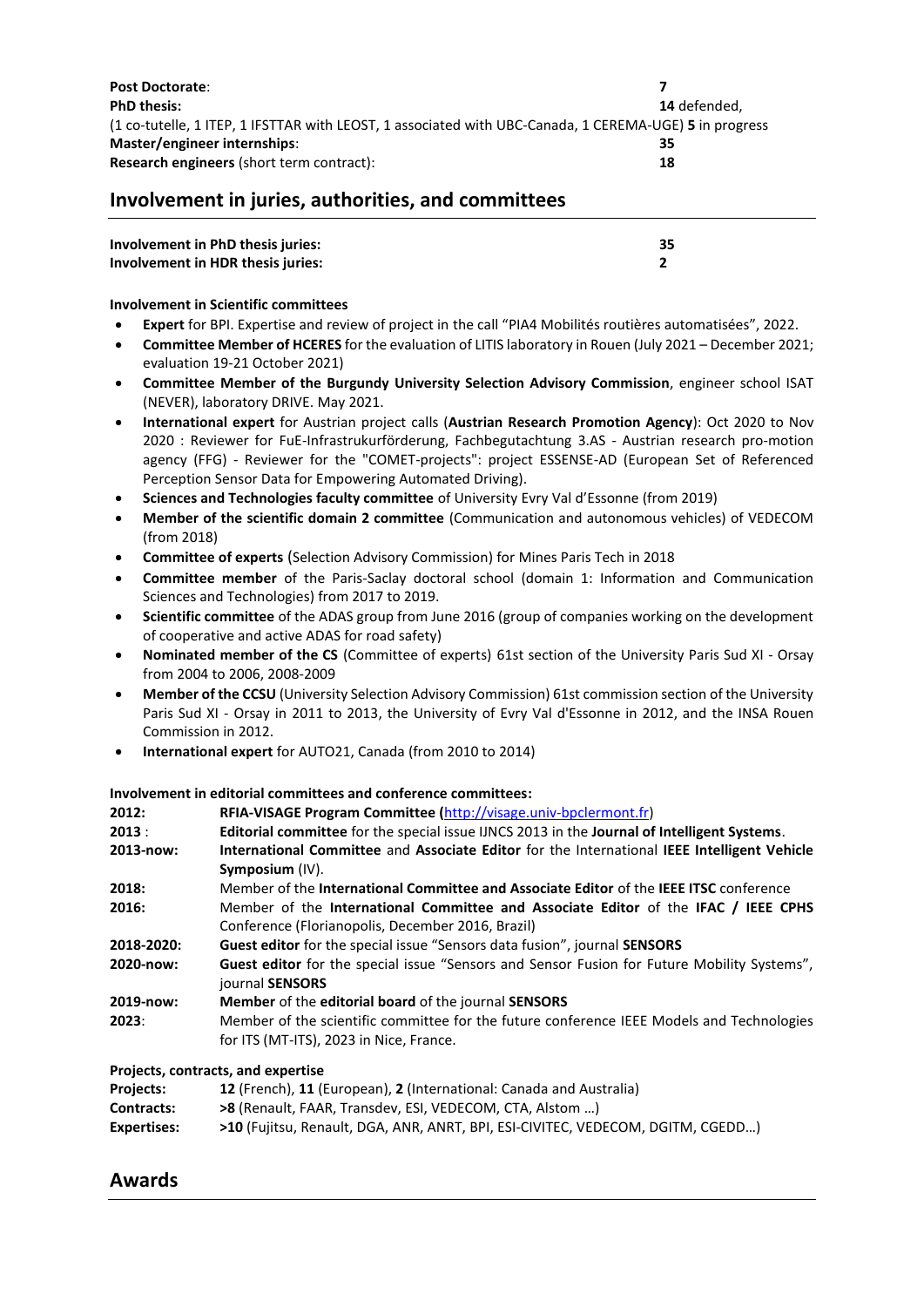| | |
|---|---|
| **Post Doctorate**: | **7** |
| **PhD thesis:** | **14** defended, |

(1 co-tutelle, 1 ITEP, 1 IFSTTAR with LEOST, 1 associated with UBC-Canada, 1 CEREMA-UGE) **5** in progress

| | |
|---|---|
| **Master/engineer internships**: | **35** |
| **Research engineers** (short term contract): | **18** |

## Involvement in juries, authorities, and committees

| | |
|---|---|
| **Involvement in PhD thesis juries:** | **35** |
| **Involvement in HDR thesis juries:** | **2** |

**Involvement in Scientific committees**

- **Expert** for BPI. Expertise and review of project in the call "PIA4 Mobilités routières automatisées", 2022.
- **Committee Member of HCERES** for the evaluation of LITIS laboratory in Rouen (July 2021 – December 2021; evaluation 19-21 October 2021)
- **Committee Member of the Burgundy University Selection Advisory Commission**, engineer school ISAT (NEVER), laboratory DRIVE. May 2021.
- **International expert** for Austrian project calls (**Austrian Research Promotion Agency**): Oct 2020 to Nov 2020 : Reviewer for FuE-Infrastrukurförderung, Fachbegutachtung 3.AS - Austrian research pro-motion agency (FFG) - Reviewer for the "COMET-projects": project ESSENSE-AD (European Set of Referenced Perception Sensor Data for Empowering Automated Driving).
- **Sciences and Technologies faculty committee** of University Evry Val d'Essonne (from 2019)
- **Member of the scientific domain 2 committee** (Communication and autonomous vehicles) of VEDECOM (from 2018)
- **Committee of experts** (Selection Advisory Commission) for Mines Paris Tech in 2018
- **Committee member** of the Paris-Saclay doctoral school (domain 1: Information and Communication Sciences and Technologies) from 2017 to 2019.
- **Scientific committee** of the ADAS group from June 2016 (group of companies working on the development of cooperative and active ADAS for road safety)
- **Nominated member of the CS** (Committee of experts) 61st section of the University Paris Sud XI - Orsay from 2004 to 2006, 2008-2009
- **Member of the CCSU** (University Selection Advisory Commission) 61st commission section of the University Paris Sud XI - Orsay in 2011 to 2013, the University of Evry Val d'Essonne in 2012, and the INSA Rouen Commission in 2012.
- **International expert** for AUTO21, Canada (from 2010 to 2014)

**Involvement in editorial committees and conference committees:**

| | |
|---|---|
| **2012:** | **RFIA-VISAGE Program Committee (**http://visage.univ-bpclermont.fr) |
| **2013** : | **Editorial committee** for the special issue IJNCS 2013 in the **Journal of Intelligent Systems**. |
| **2013-now:** | **International Committee** and **Associate Editor** for the International **IEEE Intelligent Vehicle Symposium** (IV). |
| **2018:** | Member of the **International Committee and Associate Editor** of the **IEEE ITSC** conference |
| **2016:** | Member of the **International Committee and Associate Editor** of the **IFAC / IEEE CPHS** Conference (Florianopolis, December 2016, Brazil) |
| **2018-2020:** | **Guest editor** for the special issue "Sensors data fusion", journal **SENSORS** |
| **2020-now:** | **Guest editor** for the special issue "Sensors and Sensor Fusion for Future Mobility Systems", journal **SENSORS** |
| **2019-now:** | **Member** of the **editorial board** of the journal **SENSORS** |
| **2023**: | Member of the scientific committee for the future conference IEEE Models and Technologies for ITS (MT-ITS), 2023 in Nice, France. |

**Projects, contracts, and expertise**

| | |
|---|---|
| **Projects:** | **12** (French), **11** (European), **2** (International: Canada and Australia) |
| **Contracts:** | **>8** (Renault, FAAR, Transdev, ESI, VEDECOM, CTA, Alstom …) |
| **Expertises:** | **>10** (Fujitsu, Renault, DGA, ANR, ANRT, BPI, ESI-CIVITEC, VEDECOM, DGITM, CGEDD…) |

## Awards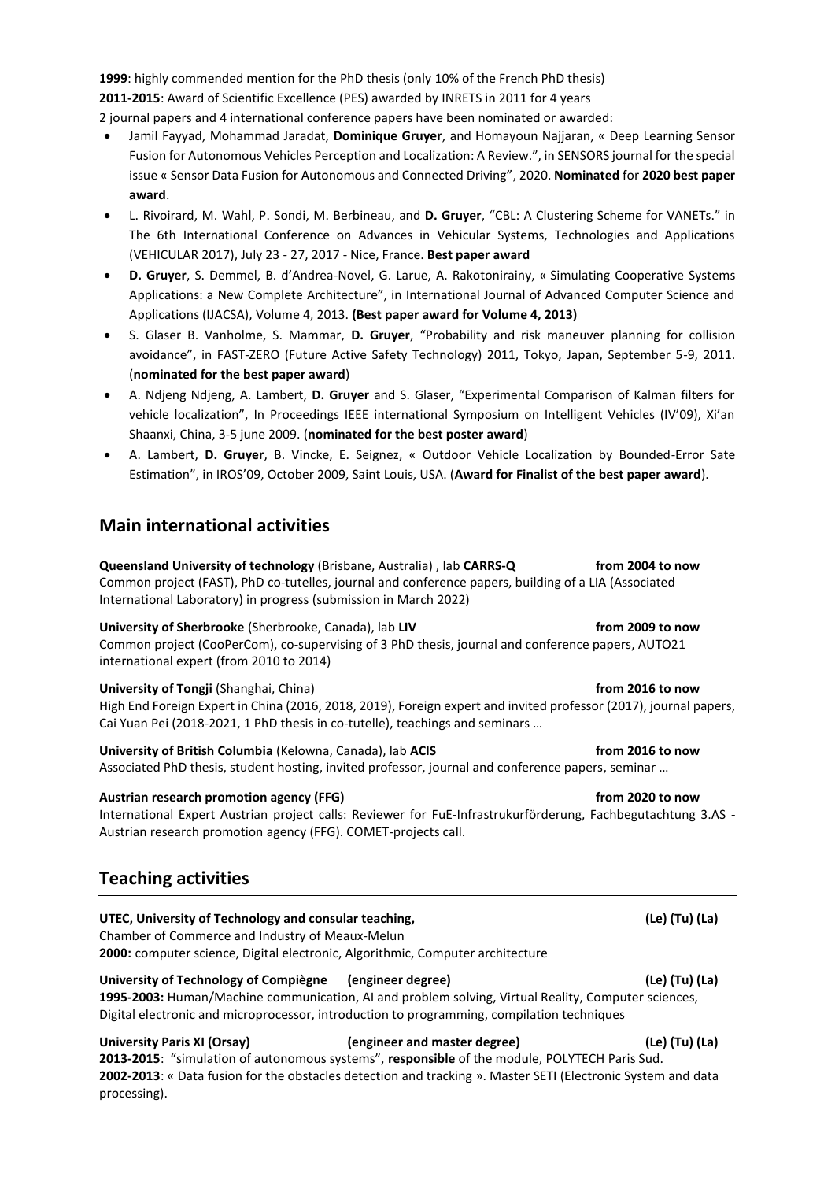**1999**: highly commended mention for the PhD thesis (only 10% of the French PhD thesis)

**2011-2015**: Award of Scientific Excellence (PES) awarded by INRETS in 2011 for 4 years

2 journal papers and 4 international conference papers have been nominated or awarded:

- Jamil Fayyad, Mohammad Jaradat, **Dominique Gruyer**, and Homayoun Najjaran, « Deep Learning Sensor Fusion for Autonomous Vehicles Perception and Localization: A Review.", in SENSORS journal for the special issue « Sensor Data Fusion for Autonomous and Connected Driving", 2020. **Nominated** for **2020 best paper award**.
- L. Rivoirard, M. Wahl, P. Sondi, M. Berbineau, and **D. Gruyer**, "CBL: A Clustering Scheme for VANETs." in The 6th International Conference on Advances in Vehicular Systems, Technologies and Applications (VEHICULAR 2017), July 23 - 27, 2017 - Nice, France. **Best paper award**
- **D. Gruyer**, S. Demmel, B. d'Andrea-Novel, G. Larue, A. Rakotonirainy, « Simulating Cooperative Systems Applications: a New Complete Architecture", in International Journal of Advanced Computer Science and Applications (IJACSA), Volume 4, 2013. **(Best paper award for Volume 4, 2013)**
- S. Glaser B. Vanholme, S. Mammar, **D. Gruyer**, "Probability and risk maneuver planning for collision avoidance", in FAST-ZERO (Future Active Safety Technology) 2011, Tokyo, Japan, September 5-9, 2011. (**nominated for the best paper award**)
- A. Ndjeng Ndjeng, A. Lambert, **D. Gruyer** and S. Glaser, "Experimental Comparison of Kalman filters for vehicle localization", In Proceedings IEEE international Symposium on Intelligent Vehicles (IV'09), Xi'an Shaanxi, China, 3-5 june 2009. (**nominated for the best poster award**)
- A. Lambert, **D. Gruyer**, B. Vincke, E. Seignez, « Outdoor Vehicle Localization by Bounded-Error Sate Estimation", in IROS'09, October 2009, Saint Louis, USA. (**Award for Finalist of the best paper award**).

## Main international activities

**Queensland University of technology** (Brisbane, Australia) , lab **CARRS-Q** **from 2004 to now**
Common project (FAST), PhD co-tutelles, journal and conference papers, building of a LIA (Associated International Laboratory) in progress (submission in March 2022)

**University of Sherbrooke** (Sherbrooke, Canada), lab **LIV** **from 2009 to now**
Common project (CooPerCom), co-supervising of 3 PhD thesis, journal and conference papers, AUTO21 international expert (from 2010 to 2014)

**University of Tongji** (Shanghai, China) **from 2016 to now**
High End Foreign Expert in China (2016, 2018, 2019), Foreign expert and invited professor (2017), journal papers, Cai Yuan Pei (2018-2021, 1 PhD thesis in co-tutelle), teachings and seminars …

**University of British Columbia** (Kelowna, Canada), lab **ACIS** **from 2016 to now**
Associated PhD thesis, student hosting, invited professor, journal and conference papers, seminar …

**Austrian research promotion agency (FFG)** **from 2020 to now**
International Expert Austrian project calls: Reviewer for FuE-Infrastrukurförderung, Fachbegutachtung 3.AS - Austrian research promotion agency (FFG). COMET-projects call.

## Teaching activities

**UTEC, University of Technology and consular teaching,** **(Le) (Tu) (La)**
Chamber of Commerce and Industry of Meaux-Melun
**2000:** computer science, Digital electronic, Algorithmic, Computer architecture

**University of Technology of Compiègne** **(engineer degree)** **(Le) (Tu) (La)**
**1995-2003:** Human/Machine communication, AI and problem solving, Virtual Reality, Computer sciences, Digital electronic and microprocessor, introduction to programming, compilation techniques

**University Paris XI (Orsay)** **(engineer and master degree)** **(Le) (Tu) (La)**
**2013-2015**: "simulation of autonomous systems", **responsible** of the module, POLYTECH Paris Sud.
**2002-2013**: « Data fusion for the obstacles detection and tracking ». Master SETI (Electronic System and data processing).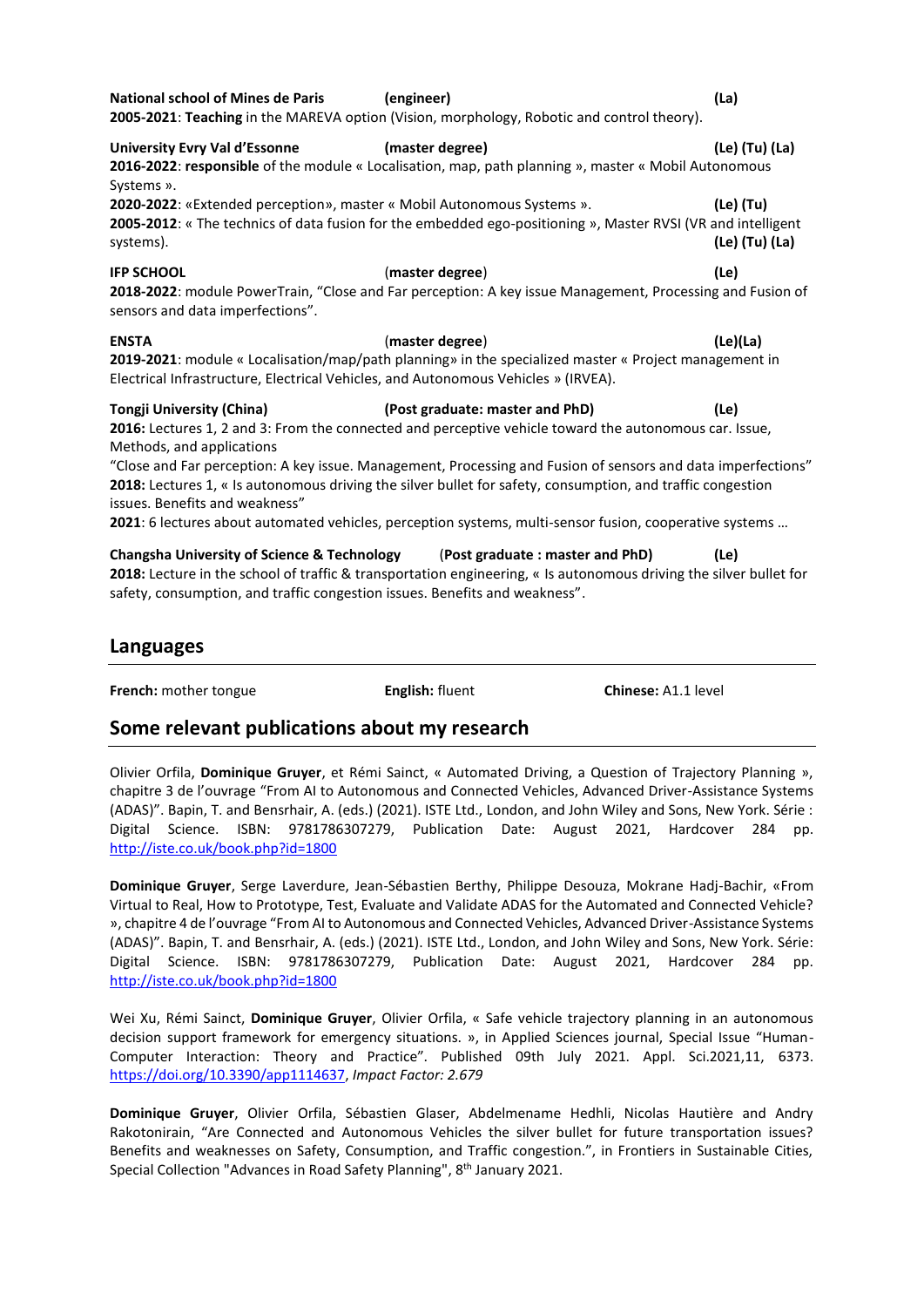**National school of Mines de Paris** **(engineer)** **(La)**
**2005-2021**: **Teaching** in the MAREVA option (Vision, morphology, Robotic and control theory).

**University Evry Val d'Essonne** **(master degree)** **(Le) (Tu) (La)**
**2016-2022**: **responsible** of the module « Localisation, map, path planning », master « Mobil Autonomous Systems ».
**2020-2022**: «Extended perception», master « Mobil Autonomous Systems ». **(Le) (Tu)**
**2005-2012**: « The technics of data fusion for the embedded ego-positioning », Master RVSI (VR and intelligent systems). **(Le) (Tu) (La)**

**IFP SCHOOL** (**master degree**) **(Le)**
**2018-2022**: module PowerTrain, "Close and Far perception: A key issue Management, Processing and Fusion of sensors and data imperfections".

**ENSTA** (**master degree**) **(Le)(La)**
**2019-2021**: module « Localisation/map/path planning» in the specialized master « Project management in Electrical Infrastructure, Electrical Vehicles, and Autonomous Vehicles » (IRVEA).

**Tongji University (China)** **(Post graduate: master and PhD)** **(Le)**
**2016:** Lectures 1, 2 and 3: From the connected and perceptive vehicle toward the autonomous car. Issue, Methods, and applications
"Close and Far perception: A key issue. Management, Processing and Fusion of sensors and data imperfections"
**2018:** Lectures 1, « Is autonomous driving the silver bullet for safety, consumption, and traffic congestion issues. Benefits and weakness"
**2021**: 6 lectures about automated vehicles, perception systems, multi-sensor fusion, cooperative systems …

**Changsha University of Science & Technology** (**Post graduate : master and PhD)** **(Le)**
**2018:** Lecture in the school of traffic & transportation engineering, « Is autonomous driving the silver bullet for safety, consumption, and traffic congestion issues. Benefits and weakness".

## Languages

**French:** mother tongue **English:** fluent **Chinese:** A1.1 level

## Some relevant publications about my research

Olivier Orfila, **Dominique Gruyer**, et Rémi Sainct, « Automated Driving, a Question of Trajectory Planning », chapitre 3 de l'ouvrage "From AI to Autonomous and Connected Vehicles, Advanced Driver-Assistance Systems (ADAS)". Bapin, T. and Bensrhair, A. (eds.) (2021). ISTE Ltd., London, and John Wiley and Sons, New York. Série : Digital Science. ISBN: 9781786307279, Publication Date: August 2021, Hardcover 284 pp. http://iste.co.uk/book.php?id=1800

**Dominique Gruyer**, Serge Laverdure, Jean-Sébastien Berthy, Philippe Desouza, Mokrane Hadj-Bachir, «From Virtual to Real, How to Prototype, Test, Evaluate and Validate ADAS for the Automated and Connected Vehicle? », chapitre 4 de l'ouvrage "From AI to Autonomous and Connected Vehicles, Advanced Driver-Assistance Systems (ADAS)". Bapin, T. and Bensrhair, A. (eds.) (2021). ISTE Ltd., London, and John Wiley and Sons, New York. Série: Digital Science. ISBN: 9781786307279, Publication Date: August 2021, Hardcover 284 pp. http://iste.co.uk/book.php?id=1800

Wei Xu, Rémi Sainct, **Dominique Gruyer**, Olivier Orfila, « Safe vehicle trajectory planning in an autonomous decision support framework for emergency situations. », in Applied Sciences journal, Special Issue "Human-Computer Interaction: Theory and Practice". Published 09th July 2021. Appl. Sci.2021,11, 6373. https://doi.org/10.3390/app1114637, *Impact Factor: 2.679*

**Dominique Gruyer**, Olivier Orfila, Sébastien Glaser, Abdelmename Hedhli, Nicolas Hautière and Andry Rakotonirain, "Are Connected and Autonomous Vehicles the silver bullet for future transportation issues? Benefits and weaknesses on Safety, Consumption, and Traffic congestion.", in Frontiers in Sustainable Cities, Special Collection "Advances in Road Safety Planning", 8th January 2021.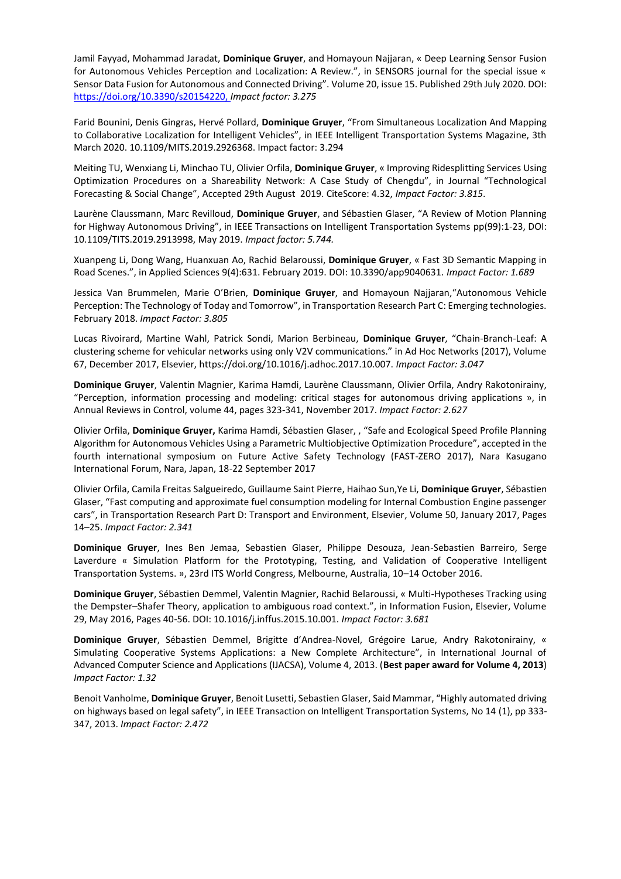Jamil Fayyad, Mohammad Jaradat, **Dominique Gruyer**, and Homayoun Najjaran, « Deep Learning Sensor Fusion for Autonomous Vehicles Perception and Localization: A Review.", in SENSORS journal for the special issue « Sensor Data Fusion for Autonomous and Connected Driving". Volume 20, issue 15. Published 29th July 2020. DOI: https://doi.org/10.3390/s20154220, *Impact factor: 3.275*

Farid Bounini, Denis Gingras, Hervé Pollard, **Dominique Gruyer**, "From Simultaneous Localization And Mapping to Collaborative Localization for Intelligent Vehicles", in IEEE Intelligent Transportation Systems Magazine, 3th March 2020. 10.1109/MITS.2019.2926368. Impact factor: 3.294

Meiting TU, Wenxiang Li, Minchao TU, Olivier Orfila, **Dominique Gruyer**, « Improving Ridesplitting Services Using Optimization Procedures on a Shareability Network: A Case Study of Chengdu", in Journal "Technological Forecasting & Social Change", Accepted 29th August 2019. CiteScore: 4.32, *Impact Factor: 3.815*.

Laurène Claussmann, Marc Revilloud, **Dominique Gruyer**, and Sébastien Glaser, "A Review of Motion Planning for Highway Autonomous Driving", in IEEE Transactions on Intelligent Transportation Systems pp(99):1-23, DOI: 10.1109/TITS.2019.2913998, May 2019. *Impact factor: 5.744.*

Xuanpeng Li, Dong Wang, Huanxuan Ao, Rachid Belaroussi, **Dominique Gruyer**, « Fast 3D Semantic Mapping in Road Scenes.", in Applied Sciences 9(4):631. February 2019. DOI: 10.3390/app9040631. *Impact Factor: 1.689*

Jessica Van Brummelen, Marie O'Brien, **Dominique Gruyer**, and Homayoun Najjaran,"Autonomous Vehicle Perception: The Technology of Today and Tomorrow", in Transportation Research Part C: Emerging technologies. February 2018. *Impact Factor: 3.805*

Lucas Rivoirard, Martine Wahl, Patrick Sondi, Marion Berbineau, **Dominique Gruyer**, "Chain-Branch-Leaf: A clustering scheme for vehicular networks using only V2V communications." in Ad Hoc Networks (2017), Volume 67, December 2017, Elsevier, https://doi.org/10.1016/j.adhoc.2017.10.007. *Impact Factor: 3.047*

**Dominique Gruyer**, Valentin Magnier, Karima Hamdi, Laurène Claussmann, Olivier Orfila, Andry Rakotonirainy, "Perception, information processing and modeling: critical stages for autonomous driving applications », in Annual Reviews in Control, volume 44, pages 323-341, November 2017. *Impact Factor: 2.627*

Olivier Orfila, **Dominique Gruyer,** Karima Hamdi, Sébastien Glaser, , "Safe and Ecological Speed Profile Planning Algorithm for Autonomous Vehicles Using a Parametric Multiobjective Optimization Procedure", accepted in the fourth international symposium on Future Active Safety Technology (FAST-ZERO 2017), Nara Kasugano International Forum, Nara, Japan, 18-22 September 2017

Olivier Orfila, Camila Freitas Salgueiredo, Guillaume Saint Pierre, Haihao Sun,Ye Li, **Dominique Gruyer**, Sébastien Glaser, "Fast computing and approximate fuel consumption modeling for Internal Combustion Engine passenger cars", in Transportation Research Part D: Transport and Environment, Elsevier, Volume 50, January 2017, Pages 14–25. *Impact Factor: 2.341*

**Dominique Gruyer**, Ines Ben Jemaa, Sebastien Glaser, Philippe Desouza, Jean-Sebastien Barreiro, Serge Laverdure « Simulation Platform for the Prototyping, Testing, and Validation of Cooperative Intelligent Transportation Systems. », 23rd ITS World Congress, Melbourne, Australia, 10–14 October 2016.

**Dominique Gruyer**, Sébastien Demmel, Valentin Magnier, Rachid Belaroussi, « Multi-Hypotheses Tracking using the Dempster–Shafer Theory, application to ambiguous road context.", in Information Fusion, Elsevier, Volume 29, May 2016, Pages 40-56. DOI: 10.1016/j.inffus.2015.10.001. *Impact Factor: 3.681*

**Dominique Gruyer**, Sébastien Demmel, Brigitte d'Andrea-Novel, Grégoire Larue, Andry Rakotonirainy, « Simulating Cooperative Systems Applications: a New Complete Architecture", in International Journal of Advanced Computer Science and Applications (IJACSA), Volume 4, 2013. (**Best paper award for Volume 4, 2013**) *Impact Factor: 1.32*

Benoit Vanholme, **Dominique Gruyer**, Benoit Lusetti, Sebastien Glaser, Said Mammar, "Highly automated driving on highways based on legal safety", in IEEE Transaction on Intelligent Transportation Systems, No 14 (1), pp 333-347, 2013. *Impact Factor: 2.472*